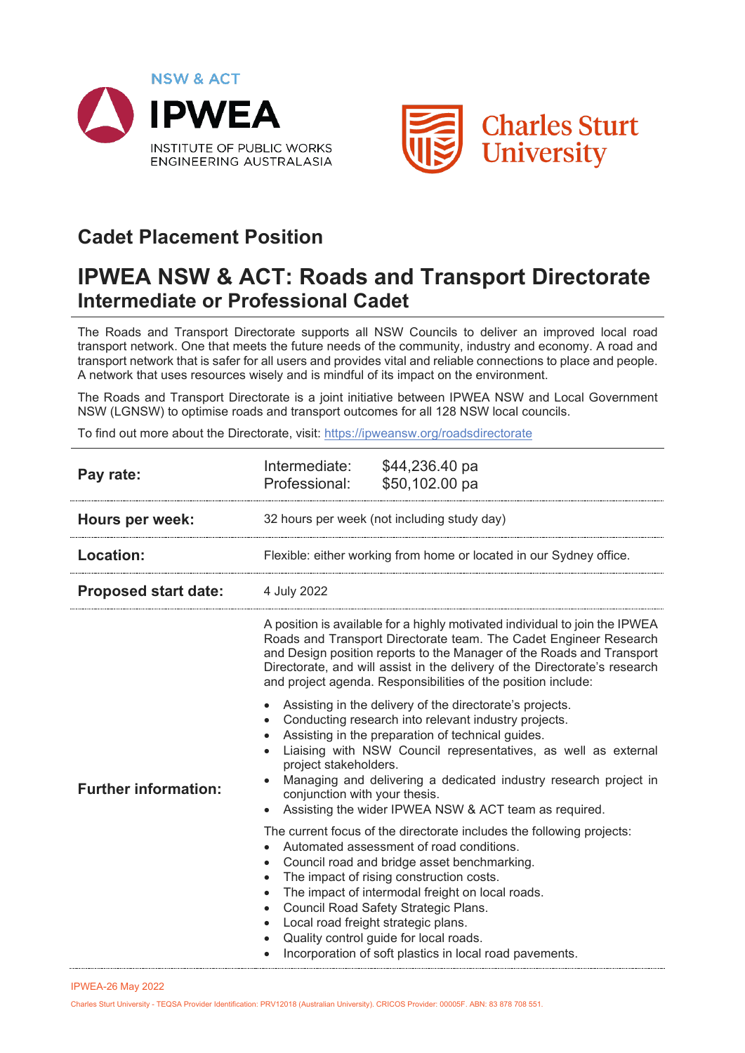NSW & ACT

**IPWEA**

INSTITUTE OF PUBLIC WORKS ENGINEERING AUSTRALASIA

Charles Sturt University

## Cadet Placement Position

# IPWEA NSW & ACT: Roads and Transport Directorate

## Intermediate or Professional Cadet

The Roads and Transport Directorate supports all NSW Councils to deliver an improved local road transport network. One that meets the future needs of the community, industry and economy. A road and transport network that is safer for all users and provides vital and reliable connections to place and people. A network that uses resources wisely and is mindful of its impact on the environment.

The Roads and Transport Directorate is a joint initiative between IPWEA NSW and Local Government NSW (LGNSW) to optimise roads and transport outcomes for all 128 NSW local councils.

To find out more about the Directorate, visit: https://ipweansw.org/roadsdirectorate

**Pay rate:**

Intermediate: $44,236.40 pa
Professional: $50,102.00 pa

**Hours per week:** 32 hours per week (not including study day)

**Location:** Flexible: either working from home or located in our Sydney office.

**Proposed start date:** 4 July 2022

**Further information:**

A position is available for a highly motivated individual to join the IPWEA Roads and Transport Directorate team. The Cadet Engineer Research and Design position reports to the Manager of the Roads and Transport Directorate, and will assist in the delivery of the Directorate's research and project agenda. Responsibilities of the position include:

- Assisting in the delivery of the directorate's projects.
- Conducting research into relevant industry projects.
- Assisting in the preparation of technical guides.
- Liaising with NSW Council representatives, as well as external project stakeholders.
- Managing and delivering a dedicated industry research project in conjunction with your thesis.
- Assisting the wider IPWEA NSW & ACT team as required.

The current focus of the directorate includes the following projects:

- Automated assessment of road conditions.
- Council road and bridge asset benchmarking.
- The impact of rising construction costs.
- The impact of intermodal freight on local roads.
- Council Road Safety Strategic Plans.
- Local road freight strategic plans.
- Quality control guide for local roads.
- Incorporation of soft plastics in local road pavements.

IPWEA-26 May 2022

Charles Sturt University - TEQSA Provider Identification: PRV12018 (Australian University). CRICOS Provider: 00005F. ABN: 83 878 708 551.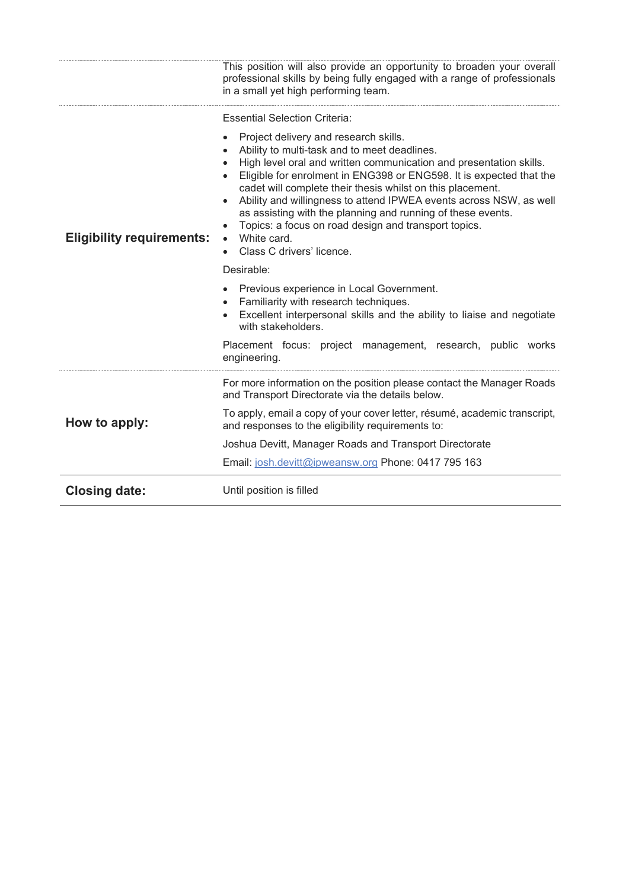| | |
|---|---|
| | This position will also provide an opportunity to broaden your overall professional skills by being fully engaged with a range of professionals in a small yet high performing team. |
| **Eligibility requirements:** | Essential Selection Criteria:<br>• Project delivery and research skills.<br>• Ability to multi-task and to meet deadlines.<br>• High level oral and written communication and presentation skills.<br>• Eligible for enrolment in ENG398 or ENG598. It is expected that the cadet will complete their thesis whilst on this placement.<br>• Ability and willingness to attend IPWEA events across NSW, as well as assisting with the planning and running of these events.<br>• Topics: a focus on road design and transport topics.<br>• White card.<br>• Class C drivers' licence.<br><br>Desirable:<br>• Previous experience in Local Government.<br>• Familiarity with research techniques.<br>• Excellent interpersonal skills and the ability to liaise and negotiate with stakeholders.<br><br>Placement focus: project management, research, public works engineering. |
| **How to apply:** | For more information on the position please contact the Manager Roads and Transport Directorate via the details below.<br><br>To apply, email a copy of your cover letter, résumé, academic transcript, and responses to the eligibility requirements to:<br><br>Joshua Devitt, Manager Roads and Transport Directorate<br><br>Email: josh.devitt@ipweansw.org Phone: 0417 795 163 |
| **Closing date:** | Until position is filled |